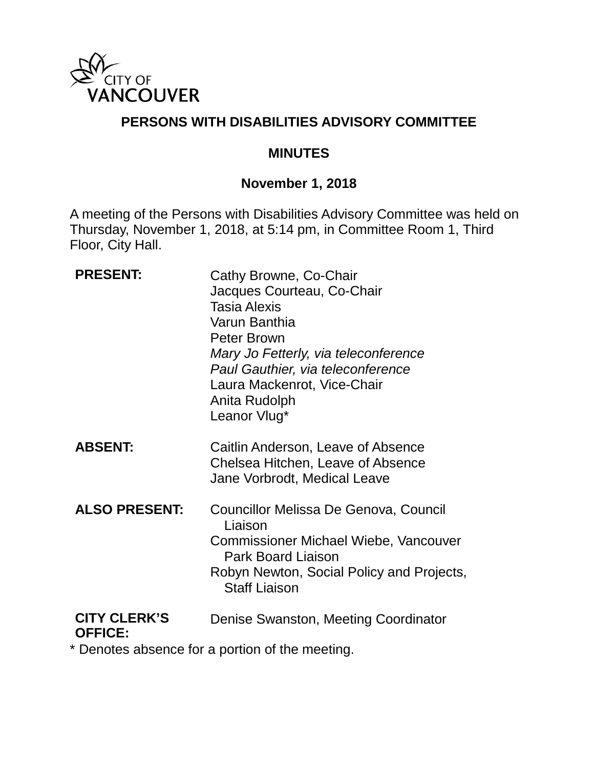CITY OF VANCOUVER

# PERSONS WITH DISABILITIES ADVISORY COMMITTEE

## MINUTES

### November 1, 2018

A meeting of the Persons with Disabilities Advisory Committee was held on Thursday, November 1, 2018, at 5:14 pm, in Committee Room 1, Third Floor, City Hall.

| | |
|---|---|
| **PRESENT:** | Cathy Browne, Co-Chair<br>Jacques Courteau, Co-Chair<br>Tasia Alexis<br>Varun Banthia<br>Peter Brown<br>*Mary Jo Fetterly, via teleconference*<br>*Paul Gauthier, via teleconference*<br>Laura Mackenrot, Vice-Chair<br>Anita Rudolph<br>Leanor Vlug* |
| **ABSENT:** | Caitlin Anderson, Leave of Absence<br>Chelsea Hitchen, Leave of Absence<br>Jane Vorbrodt, Medical Leave |
| **ALSO PRESENT:** | Councillor Melissa De Genova, Council Liaison<br>Commissioner Michael Wiebe, Vancouver Park Board Liaison<br>Robyn Newton, Social Policy and Projects, Staff Liaison |
| **CITY CLERK'S OFFICE:** | Denise Swanston, Meeting Coordinator |

* Denotes absence for a portion of the meeting.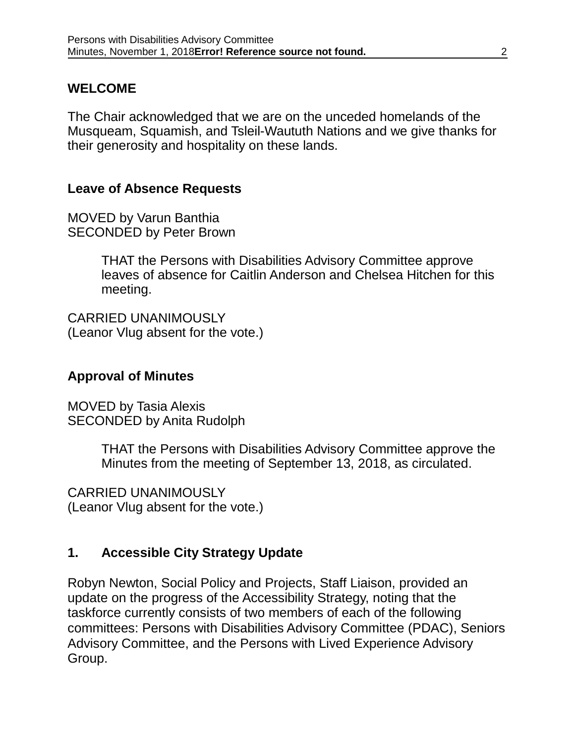## WELCOME

The Chair acknowledged that we are on the unceded homelands of the Musqueam, Squamish, and Tsleil-Waututh Nations and we give thanks for their generosity and hospitality on these lands.

## Leave of Absence Requests

MOVED by Varun Banthia
SECONDED by Peter Brown

> THAT the Persons with Disabilities Advisory Committee approve leaves of absence for Caitlin Anderson and Chelsea Hitchen for this meeting.

CARRIED UNANIMOUSLY
(Leanor Vlug absent for the vote.)

## Approval of Minutes

MOVED by Tasia Alexis
SECONDED by Anita Rudolph

> THAT the Persons with Disabilities Advisory Committee approve the Minutes from the meeting of September 13, 2018, as circulated.

CARRIED UNANIMOUSLY
(Leanor Vlug absent for the vote.)

## 1. Accessible City Strategy Update

Robyn Newton, Social Policy and Projects, Staff Liaison, provided an update on the progress of the Accessibility Strategy, noting that the taskforce currently consists of two members of each of the following committees: Persons with Disabilities Advisory Committee (PDAC), Seniors Advisory Committee, and the Persons with Lived Experience Advisory Group.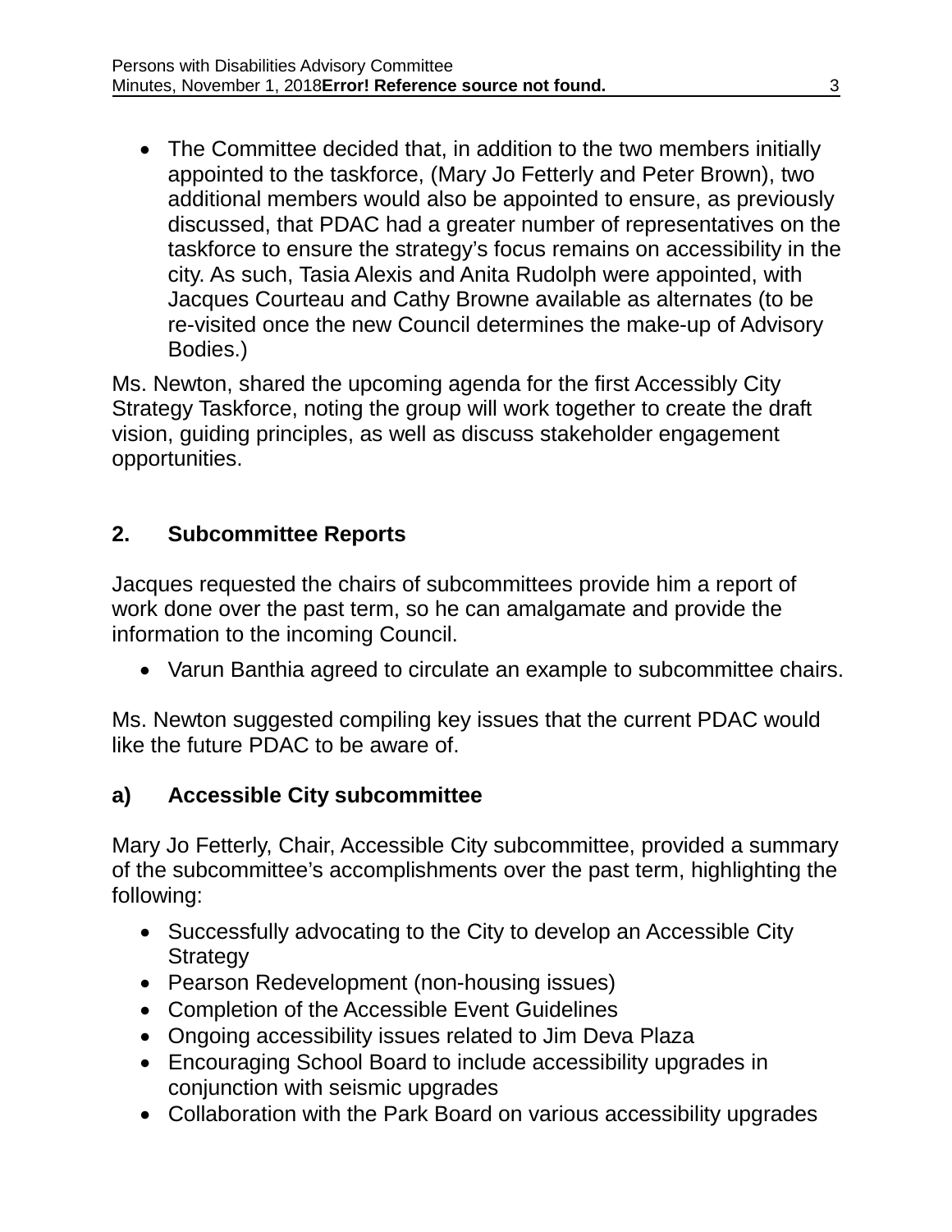- The Committee decided that, in addition to the two members initially appointed to the taskforce, (Mary Jo Fetterly and Peter Brown), two additional members would also be appointed to ensure, as previously discussed, that PDAC had a greater number of representatives on the taskforce to ensure the strategy's focus remains on accessibility in the city. As such, Tasia Alexis and Anita Rudolph were appointed, with Jacques Courteau and Cathy Browne available as alternates (to be re-visited once the new Council determines the make-up of Advisory Bodies.)

Ms. Newton, shared the upcoming agenda for the first Accessibly City Strategy Taskforce, noting the group will work together to create the draft vision, guiding principles, as well as discuss stakeholder engagement opportunities.

## 2. Subcommittee Reports

Jacques requested the chairs of subcommittees provide him a report of work done over the past term, so he can amalgamate and provide the information to the incoming Council.

- Varun Banthia agreed to circulate an example to subcommittee chairs.

Ms. Newton suggested compiling key issues that the current PDAC would like the future PDAC to be aware of.

### a) Accessible City subcommittee

Mary Jo Fetterly, Chair, Accessible City subcommittee, provided a summary of the subcommittee's accomplishments over the past term, highlighting the following:

- Successfully advocating to the City to develop an Accessible City Strategy
- Pearson Redevelopment (non-housing issues)
- Completion of the Accessible Event Guidelines
- Ongoing accessibility issues related to Jim Deva Plaza
- Encouraging School Board to include accessibility upgrades in conjunction with seismic upgrades
- Collaboration with the Park Board on various accessibility upgrades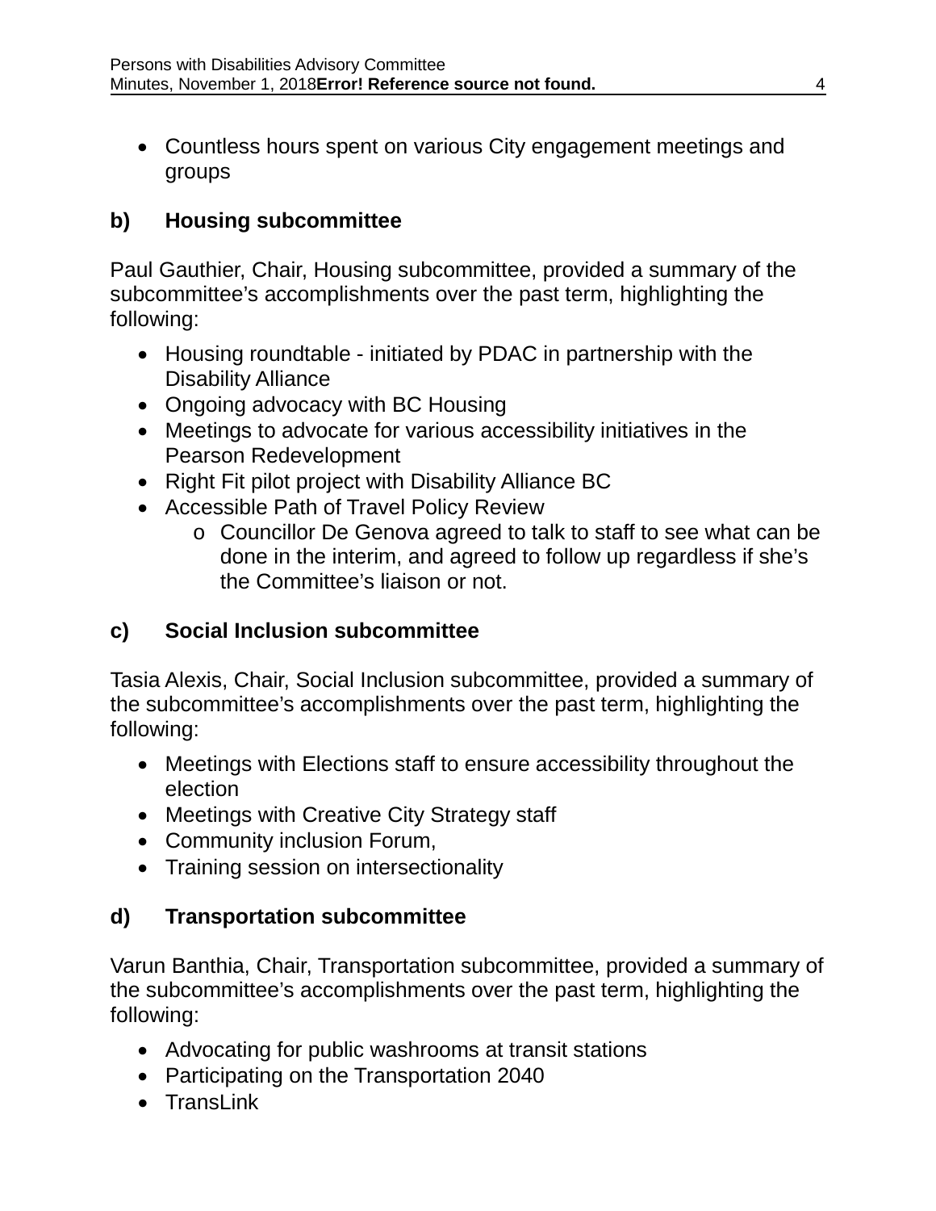- Countless hours spent on various City engagement meetings and groups

**b) Housing subcommittee**

Paul Gauthier, Chair, Housing subcommittee, provided a summary of the subcommittee's accomplishments over the past term, highlighting the following:

- Housing roundtable - initiated by PDAC in partnership with the Disability Alliance
- Ongoing advocacy with BC Housing
- Meetings to advocate for various accessibility initiatives in the Pearson Redevelopment
- Right Fit pilot project with Disability Alliance BC
- Accessible Path of Travel Policy Review
    - Councillor De Genova agreed to talk to staff to see what can be done in the interim, and agreed to follow up regardless if she's the Committee's liaison or not.

**c) Social Inclusion subcommittee**

Tasia Alexis, Chair, Social Inclusion subcommittee, provided a summary of the subcommittee's accomplishments over the past term, highlighting the following:

- Meetings with Elections staff to ensure accessibility throughout the election
- Meetings with Creative City Strategy staff
- Community inclusion Forum,
- Training session on intersectionality

**d) Transportation subcommittee**

Varun Banthia, Chair, Transportation subcommittee, provided a summary of the subcommittee's accomplishments over the past term, highlighting the following:

- Advocating for public washrooms at transit stations
- Participating on the Transportation 2040
- TransLink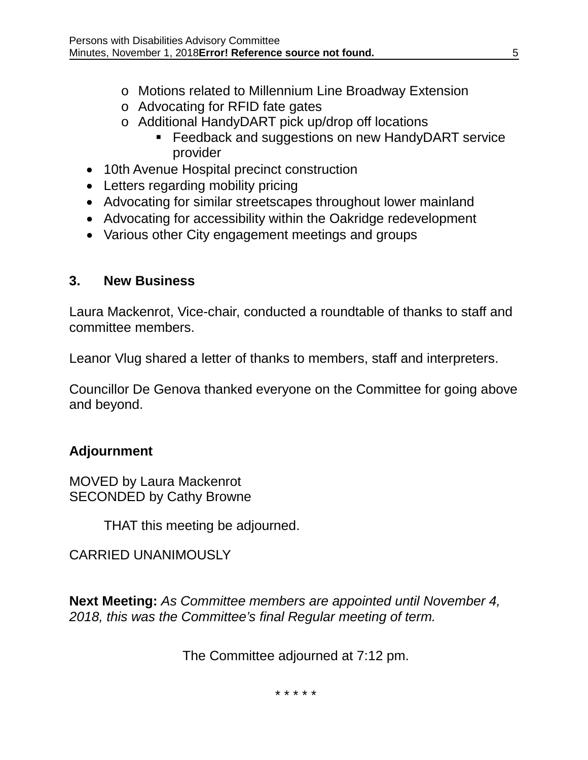- Motions related to Millennium Line Broadway Extension
   - Advocating for RFID fate gates
   - Additional HandyDART pick up/drop off locations
     - Feedback and suggestions on new HandyDART service provider
- 10th Avenue Hospital precinct construction
- Letters regarding mobility pricing
- Advocating for similar streetscapes throughout lower mainland
- Advocating for accessibility within the Oakridge redevelopment
- Various other City engagement meetings and groups

## 3. New Business

Laura Mackenrot, Vice-chair, conducted a roundtable of thanks to staff and committee members.

Leanor Vlug shared a letter of thanks to members, staff and interpreters.

Councillor De Genova thanked everyone on the Committee for going above and beyond.

## Adjournment

MOVED by Laura Mackenrot
SECONDED by Cathy Browne

THAT this meeting be adjourned.

CARRIED UNANIMOUSLY

**Next Meeting:** *As Committee members are appointed until November 4, 2018, this was the Committee's final Regular meeting of term.*

The Committee adjourned at 7:12 pm.

* * * * *